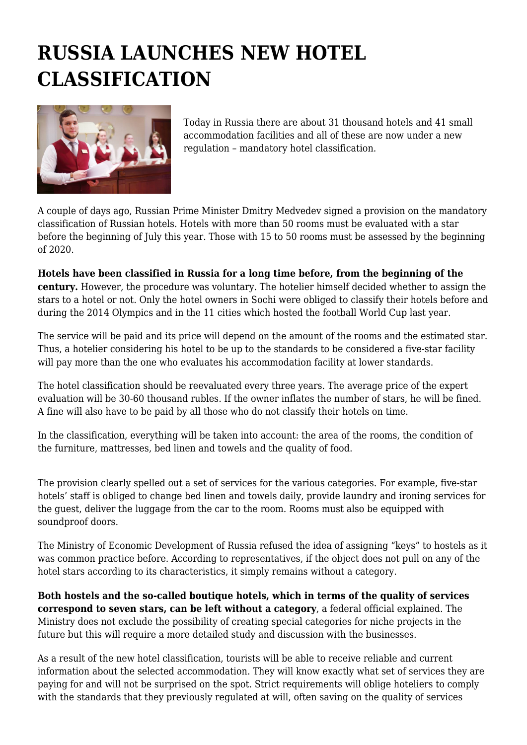# RUSSIA LAUNCHES NEW HOTEL CLASSIFICATION

Today in Russia there are about 31 thousand hotels and 41 small accommodation facilities and all of these are now under a new regulation – mandatory hotel classification.

A couple of days ago, Russian Prime Minister Dmitry Medvedev signed a provision on the mandatory classification of Russian hotels. Hotels with more than 50 rooms must be evaluated with a star before the beginning of July this year. Those with 15 to 50 rooms must be assessed by the beginning of 2020.

**Hotels have been classified in Russia for a long time before, from the beginning of the century.** However, the procedure was voluntary. The hotelier himself decided whether to assign the stars to a hotel or not. Only the hotel owners in Sochi were obliged to classify their hotels before and during the 2014 Olympics and in the 11 cities which hosted the football World Cup last year.

The service will be paid and its price will depend on the amount of the rooms and the estimated star. Thus, a hotelier considering his hotel to be up to the standards to be considered a five-star facility will pay more than the one who evaluates his accommodation facility at lower standards.

The hotel classification should be reevaluated every three years. The average price of the expert evaluation will be 30-60 thousand rubles. If the owner inflates the number of stars, he will be fined. A fine will also have to be paid by all those who do not classify their hotels on time.

In the classification, everything will be taken into account: the area of the rooms, the condition of the furniture, mattresses, bed linen and towels and the quality of food.

The provision clearly spelled out a set of services for the various categories. For example, five-star hotels' staff is obliged to change bed linen and towels daily, provide laundry and ironing services for the guest, deliver the luggage from the car to the room. Rooms must also be equipped with soundproof doors.

The Ministry of Economic Development of Russia refused the idea of assigning "keys" to hostels as it was common practice before. According to representatives, if the object does not pull on any of the hotel stars according to its characteristics, it simply remains without a category.

**Both hostels and the so-called boutique hotels, which in terms of the quality of services correspond to seven stars, can be left without a category**, a federal official explained. The Ministry does not exclude the possibility of creating special categories for niche projects in the future but this will require a more detailed study and discussion with the businesses.

As a result of the new hotel classification, tourists will be able to receive reliable and current information about the selected accommodation. They will know exactly what set of services they are paying for and will not be surprised on the spot. Strict requirements will oblige hoteliers to comply with the standards that they previously regulated at will, often saving on the quality of services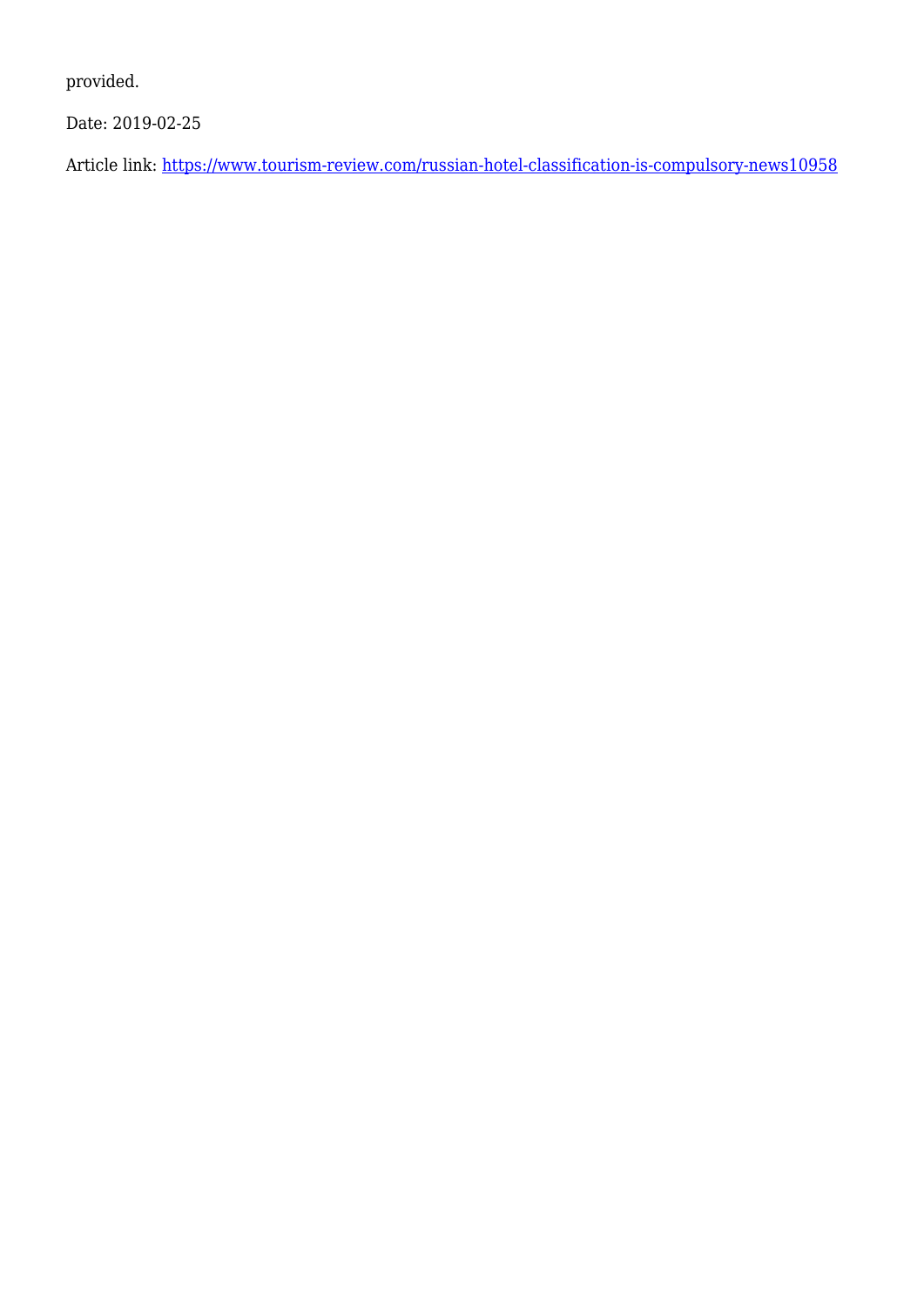provided.

Date: 2019-02-25

Article link: [https://www.tourism-review.com/russian-hotel-classification-is-compulsory-news10958](https://www.tourism-review.com/russian-hotel-classification-is-compulsory-news10958)